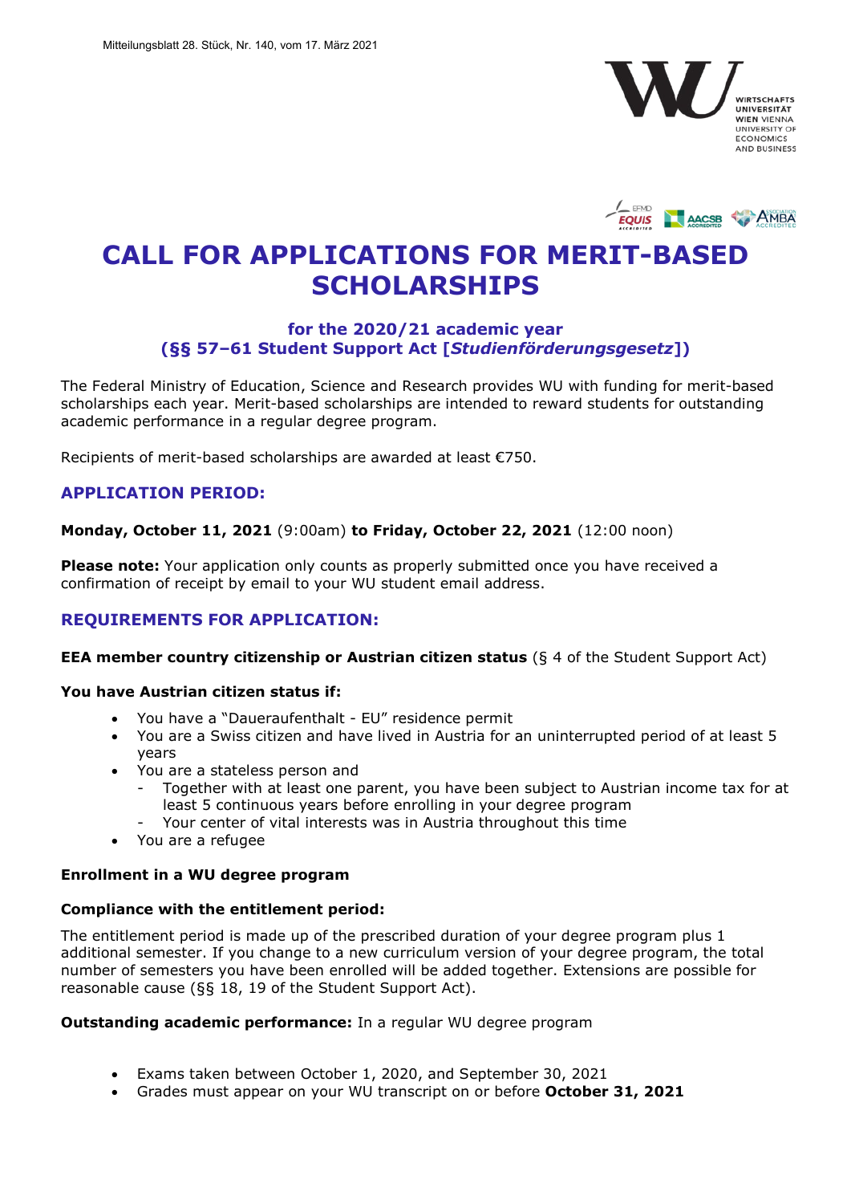# CALL FOR APPLICATIONS FOR MERIT-BASED SCHOLARSHIPS

### for the 2020/21 academic year
### (§§ 57–61 Student Support Act [*Studienförderungsgesetz*])

The Federal Ministry of Education, Science and Research provides WU with funding for merit-based scholarships each year. Merit-based scholarships are intended to reward students for outstanding academic performance in a regular degree program.

Recipients of merit-based scholarships are awarded at least €750.

## APPLICATION PERIOD:

**Monday, October 11, 2021** (9:00am) **to Friday, October 22, 2021** (12:00 noon)

**Please note:** Your application only counts as properly submitted once you have received a confirmation of receipt by email to your WU student email address.

## REQUIREMENTS FOR APPLICATION:

**EEA member country citizenship or Austrian citizen status** (§ 4 of the Student Support Act)

**You have Austrian citizen status if:**

- You have a "Daueraufenthalt - EU" residence permit
- You are a Swiss citizen and have lived in Austria for an uninterrupted period of at least 5 years
- You are a stateless person and
  - Together with at least one parent, you have been subject to Austrian income tax for at least 5 continuous years before enrolling in your degree program
  - Your center of vital interests was in Austria throughout this time
- You are a refugee

**Enrollment in a WU degree program**

**Compliance with the entitlement period:**

The entitlement period is made up of the prescribed duration of your degree program plus 1 additional semester. If you change to a new curriculum version of your degree program, the total number of semesters you have been enrolled will be added together. Extensions are possible for reasonable cause (§§ 18, 19 of the Student Support Act).

**Outstanding academic performance:** In a regular WU degree program

- Exams taken between October 1, 2020, and September 30, 2021
- Grades must appear on your WU transcript on or before **October 31, 2021**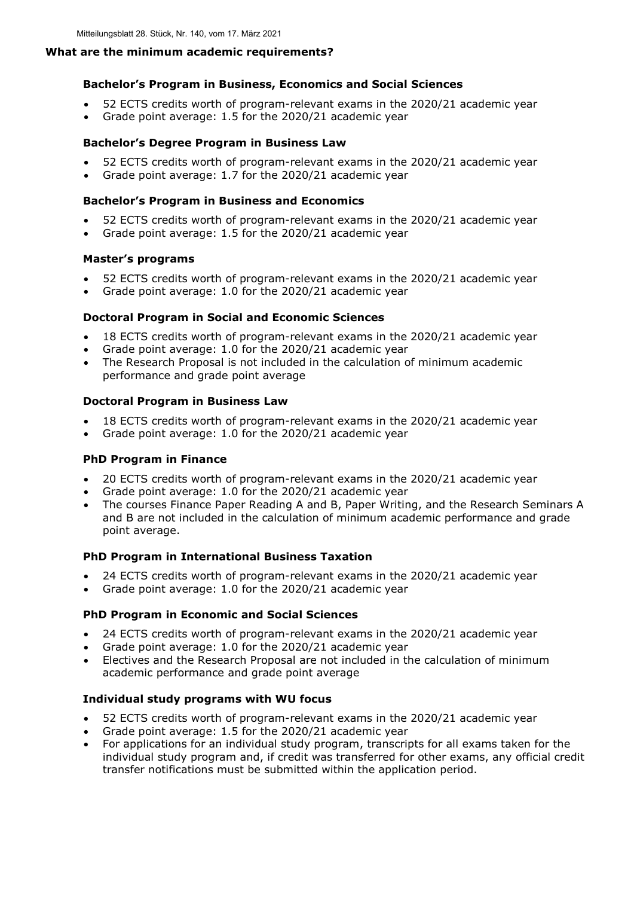## What are the minimum academic requirements?

### Bachelor's Program in Business, Economics and Social Sciences

- 52 ECTS credits worth of program-relevant exams in the 2020/21 academic year
- Grade point average: 1.5 for the 2020/21 academic year

### Bachelor's Degree Program in Business Law

- 52 ECTS credits worth of program-relevant exams in the 2020/21 academic year
- Grade point average: 1.7 for the 2020/21 academic year

### Bachelor's Program in Business and Economics

- 52 ECTS credits worth of program-relevant exams in the 2020/21 academic year
- Grade point average: 1.5 for the 2020/21 academic year

### Master's programs

- 52 ECTS credits worth of program-relevant exams in the 2020/21 academic year
- Grade point average: 1.0 for the 2020/21 academic year

### Doctoral Program in Social and Economic Sciences

- 18 ECTS credits worth of program-relevant exams in the 2020/21 academic year
- Grade point average: 1.0 for the 2020/21 academic year
- The Research Proposal is not included in the calculation of minimum academic performance and grade point average

### Doctoral Program in Business Law

- 18 ECTS credits worth of program-relevant exams in the 2020/21 academic year
- Grade point average: 1.0 for the 2020/21 academic year

### PhD Program in Finance

- 20 ECTS credits worth of program-relevant exams in the 2020/21 academic year
- Grade point average: 1.0 for the 2020/21 academic year
- The courses Finance Paper Reading A and B, Paper Writing, and the Research Seminars A and B are not included in the calculation of minimum academic performance and grade point average.

### PhD Program in International Business Taxation

- 24 ECTS credits worth of program-relevant exams in the 2020/21 academic year
- Grade point average: 1.0 for the 2020/21 academic year

### PhD Program in Economic and Social Sciences

- 24 ECTS credits worth of program-relevant exams in the 2020/21 academic year
- Grade point average: 1.0 for the 2020/21 academic year
- Electives and the Research Proposal are not included in the calculation of minimum academic performance and grade point average

### Individual study programs with WU focus

- 52 ECTS credits worth of program-relevant exams in the 2020/21 academic year
- Grade point average: 1.5 for the 2020/21 academic year
- For applications for an individual study program, transcripts for all exams taken for the individual study program and, if credit was transferred for other exams, any official credit transfer notifications must be submitted within the application period.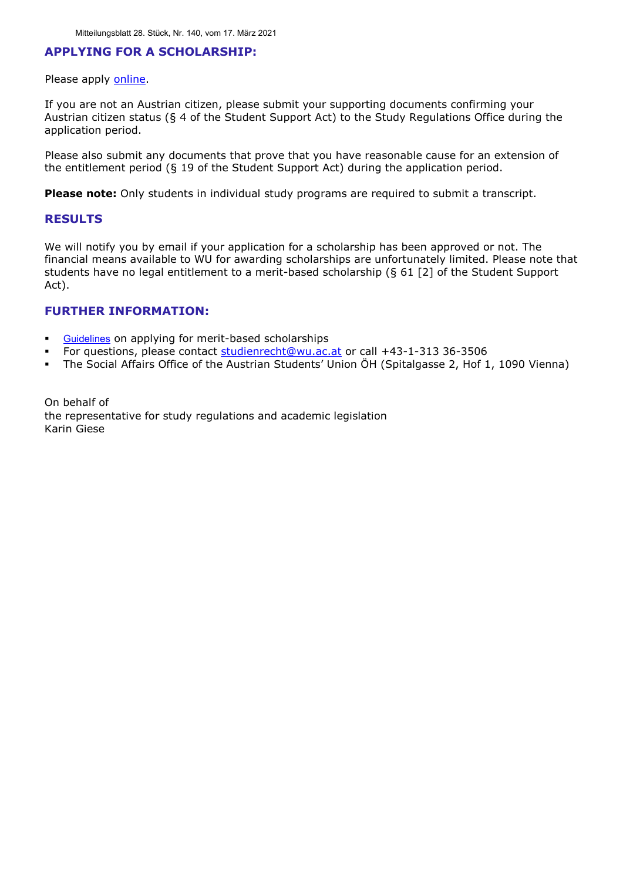## APPLYING FOR A SCHOLARSHIP:

Please apply online.

If you are not an Austrian citizen, please submit your supporting documents confirming your Austrian citizen status (§ 4 of the Student Support Act) to the Study Regulations Office during the application period.

Please also submit any documents that prove that you have reasonable cause for an extension of the entitlement period (§ 19 of the Student Support Act) during the application period.

**Please note:** Only students in individual study programs are required to submit a transcript.

## RESULTS

We will notify you by email if your application for a scholarship has been approved or not. The financial means available to WU for awarding scholarships are unfortunately limited. Please note that students have no legal entitlement to a merit-based scholarship (§ 61 [2] of the Student Support Act).

## FURTHER INFORMATION:

- Guidelines on applying for merit-based scholarships
- For questions, please contact studienrecht@wu.ac.at or call +43-1-313 36-3506
- The Social Affairs Office of the Austrian Students' Union ÖH (Spitalgasse 2, Hof 1, 1090 Vienna)

On behalf of
the representative for study regulations and academic legislation
Karin Giese